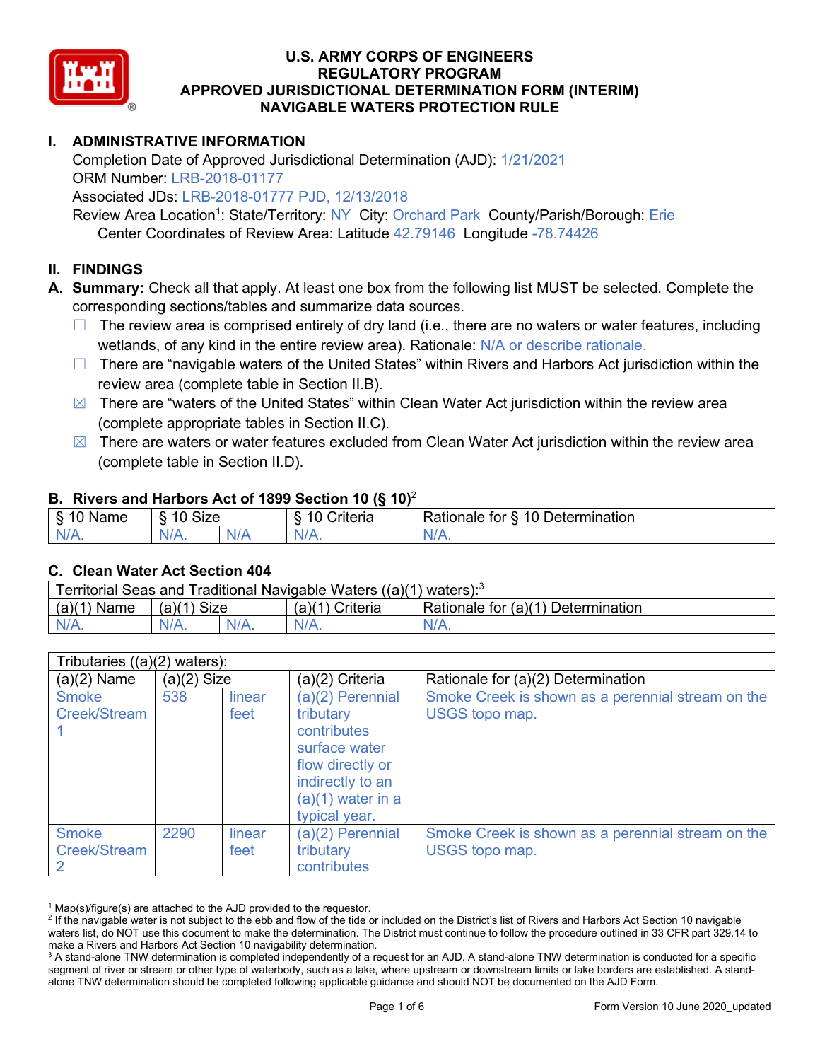# U.S. ARMY CORPS OF ENGINEERS
# REGULATORY PROGRAM
# APPROVED JURISDICTIONAL DETERMINATION FORM (INTERIM)
# NAVIGABLE WATERS PROTECTION RULE

## I. ADMINISTRATIVE INFORMATION

Completion Date of Approved Jurisdictional Determination (AJD): 1/21/2021
ORM Number: LRB-2018-01177
Associated JDs: LRB-2018-01777 PJD, 12/13/2018
Review Area Location[1]: State/Territory: NY City: Orchard Park County/Parish/Borough: Erie
Center Coordinates of Review Area: Latitude 42.79146 Longitude -78.74426

## II. FINDINGS

**A. Summary:** Check all that apply. At least one box from the following list MUST be selected. Complete the corresponding sections/tables and summarize data sources.

- ☐ The review area is comprised entirely of dry land (i.e., there are no waters or water features, including wetlands, of any kind in the entire review area). Rationale: N/A or describe rationale.
- ☐ There are "navigable waters of the United States" within Rivers and Harbors Act jurisdiction within the review area (complete table in Section II.B).
- ☒ There are "waters of the United States" within Clean Water Act jurisdiction within the review area (complete appropriate tables in Section II.C).
- ☒ There are waters or water features excluded from Clean Water Act jurisdiction within the review area (complete table in Section II.D).

### B. Rivers and Harbors Act of 1899 Section 10 (§ 10)[2]

| § 10 Name | § 10 Size | | § 10 Criteria | Rationale for § 10 Determination |
|---|---|---|---|---|
| N/A. | N/A. | N/A | N/A. | N/A. |

### C. Clean Water Act Section 404

| Territorial Seas and Traditional Navigable Waters ((a)(1) waters):[3] | | | | |
|---|---|---|---|---|
| (a)(1) Name | (a)(1) Size | | (a)(1) Criteria | Rationale for (a)(1) Determination |
| N/A. | N/A. | N/A. | N/A. | N/A. |

| Tributaries ((a)(2) waters): | | | | |
|---|---|---|---|---|
| (a)(2) Name | (a)(2) Size | | (a)(2) Criteria | Rationale for (a)(2) Determination |
| Smoke Creek/Stream 1 | 538 | linear feet | (a)(2) Perennial tributary contributes surface water flow directly or indirectly to an (a)(1) water in a typical year. | Smoke Creek is shown as a perennial stream on the USGS topo map. |
| Smoke Creek/Stream 2 | 2290 | linear feet | (a)(2) Perennial tributary contributes | Smoke Creek is shown as a perennial stream on the USGS topo map. |

---

[1] Map(s)/figure(s) are attached to the AJD provided to the requestor.
[2] If the navigable water is not subject to the ebb and flow of the tide or included on the District's list of Rivers and Harbors Act Section 10 navigable waters list, do NOT use this document to make the determination. The District must continue to follow the procedure outlined in 33 CFR part 329.14 to make a Rivers and Harbors Act Section 10 navigability determination.
[3] A stand-alone TNW determination is completed independently of a request for an AJD. A stand-alone TNW determination is conducted for a specific segment of river or stream or other type of waterbody, such as a lake, where upstream or downstream limits or lake borders are established. A stand-alone TNW determination should be completed following applicable guidance and should NOT be documented on the AJD Form.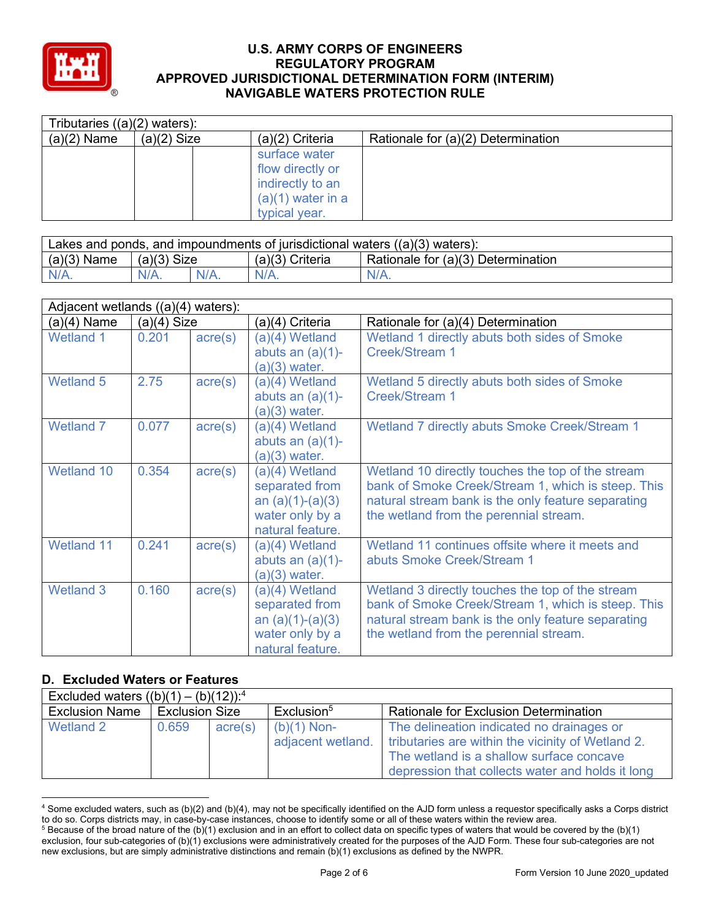| Tributaries ((a)(2) waters): | | | | |
|---|---|---|---|---|
| (a)(2) Name | (a)(2) Size | | (a)(2) Criteria | Rationale for (a)(2) Determination |
| | | | surface water flow directly or indirectly to an (a)(1) water in a typical year. | |

| Lakes and ponds, and impoundments of jurisdictional waters ((a)(3) waters): | | | | |
|---|---|---|---|---|
| (a)(3) Name | (a)(3) Size | | (a)(3) Criteria | Rationale for (a)(3) Determination |
| N/A. | N/A. | N/A. | N/A. | N/A. |

| Adjacent wetlands ((a)(4) waters): | | | | |
|---|---|---|---|---|
| (a)(4) Name | (a)(4) Size | | (a)(4) Criteria | Rationale for (a)(4) Determination |
| Wetland 1 | 0.201 | acre(s) | (a)(4) Wetland abuts an (a)(1)-(a)(3) water. | Wetland 1 directly abuts both sides of Smoke Creek/Stream 1 |
| Wetland 5 | 2.75 | acre(s) | (a)(4) Wetland abuts an (a)(1)-(a)(3) water. | Wetland 5 directly abuts both sides of Smoke Creek/Stream 1 |
| Wetland 7 | 0.077 | acre(s) | (a)(4) Wetland abuts an (a)(1)-(a)(3) water. | Wetland 7 directly abuts Smoke Creek/Stream 1 |
| Wetland 10 | 0.354 | acre(s) | (a)(4) Wetland separated from an (a)(1)-(a)(3) water only by a natural feature. | Wetland 10 directly touches the top of the stream bank of Smoke Creek/Stream 1, which is steep. This natural stream bank is the only feature separating the wetland from the perennial stream. |
| Wetland 11 | 0.241 | acre(s) | (a)(4) Wetland abuts an (a)(1)-(a)(3) water. | Wetland 11 continues offsite where it meets and abuts Smoke Creek/Stream 1 |
| Wetland 3 | 0.160 | acre(s) | (a)(4) Wetland separated from an (a)(1)-(a)(3) water only by a natural feature. | Wetland 3 directly touches the top of the stream bank of Smoke Creek/Stream 1, which is steep. This natural stream bank is the only feature separating the wetland from the perennial stream. |

## D. Excluded Waters or Features

| Excluded waters ((b)(1) – (b)(12)):[4] | | | | |
|---|---|---|---|---|
| Exclusion Name | Exclusion Size | | Exclusion[5] | Rationale for Exclusion Determination |
| Wetland 2 | 0.659 | acre(s) | (b)(1) Non-adjacent wetland. | The delineation indicated no drainages or tributaries are within the vicinity of Wetland 2. The wetland is a shallow surface concave depression that collects water and holds it long |

[4] Some excluded waters, such as (b)(2) and (b)(4), may not be specifically identified on the AJD form unless a requestor specifically asks a Corps district to do so. Corps districts may, in case-by-case instances, choose to identify some or all of these waters within the review area.
[5] Because of the broad nature of the (b)(1) exclusion and in an effort to collect data on specific types of waters that would be covered by the (b)(1) exclusion, four sub-categories of (b)(1) exclusions were administratively created for the purposes of the AJD Form. These four sub-categories are not new exclusions, but are simply administrative distinctions and remain (b)(1) exclusions as defined by the NWPR.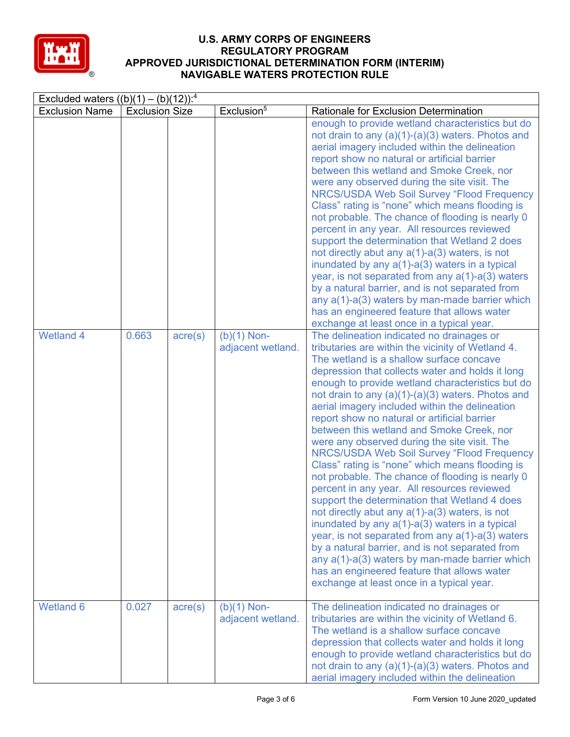| Excluded waters ((b)(1) – (b)(12)):[4] | | | | |
|---|---|---|---|---|
| Exclusion Name | Exclusion Size | | Exclusion[5] | Rationale for Exclusion Determination |
| | | | | enough to provide wetland characteristics but do not drain to any (a)(1)-(a)(3) waters. Photos and aerial imagery included within the delineation report show no natural or artificial barrier between this wetland and Smoke Creek, nor were any observed during the site visit. The NRCS/USDA Web Soil Survey "Flood Frequency Class" rating is "none" which means flooding is not probable. The chance of flooding is nearly 0 percent in any year. All resources reviewed support the determination that Wetland 2 does not directly abut any a(1)-a(3) waters, is not inundated by any a(1)-a(3) waters in a typical year, is not separated from any a(1)-a(3) waters by a natural barrier, and is not separated from any a(1)-a(3) waters by man-made barrier which has an engineered feature that allows water exchange at least once in a typical year. |
| Wetland 4 | 0.663 | acre(s) | (b)(1) Non-adjacent wetland. | The delineation indicated no drainages or tributaries are within the vicinity of Wetland 4. The wetland is a shallow surface concave depression that collects water and holds it long enough to provide wetland characteristics but do not drain to any (a)(1)-(a)(3) waters. Photos and aerial imagery included within the delineation report show no natural or artificial barrier between this wetland and Smoke Creek, nor were any observed during the site visit. The NRCS/USDA Web Soil Survey "Flood Frequency Class" rating is "none" which means flooding is not probable. The chance of flooding is nearly 0 percent in any year. All resources reviewed support the determination that Wetland 4 does not directly abut any a(1)-a(3) waters, is not inundated by any a(1)-a(3) waters in a typical year, is not separated from any a(1)-a(3) waters by a natural barrier, and is not separated from any a(1)-a(3) waters by man-made barrier which has an engineered feature that allows water exchange at least once in a typical year. |
| Wetland 6 | 0.027 | acre(s) | (b)(1) Non-adjacent wetland. | The delineation indicated no drainages or tributaries are within the vicinity of Wetland 6. The wetland is a shallow surface concave depression that collects water and holds it long enough to provide wetland characteristics but do not drain to any (a)(1)-(a)(3) waters. Photos and aerial imagery included within the delineation |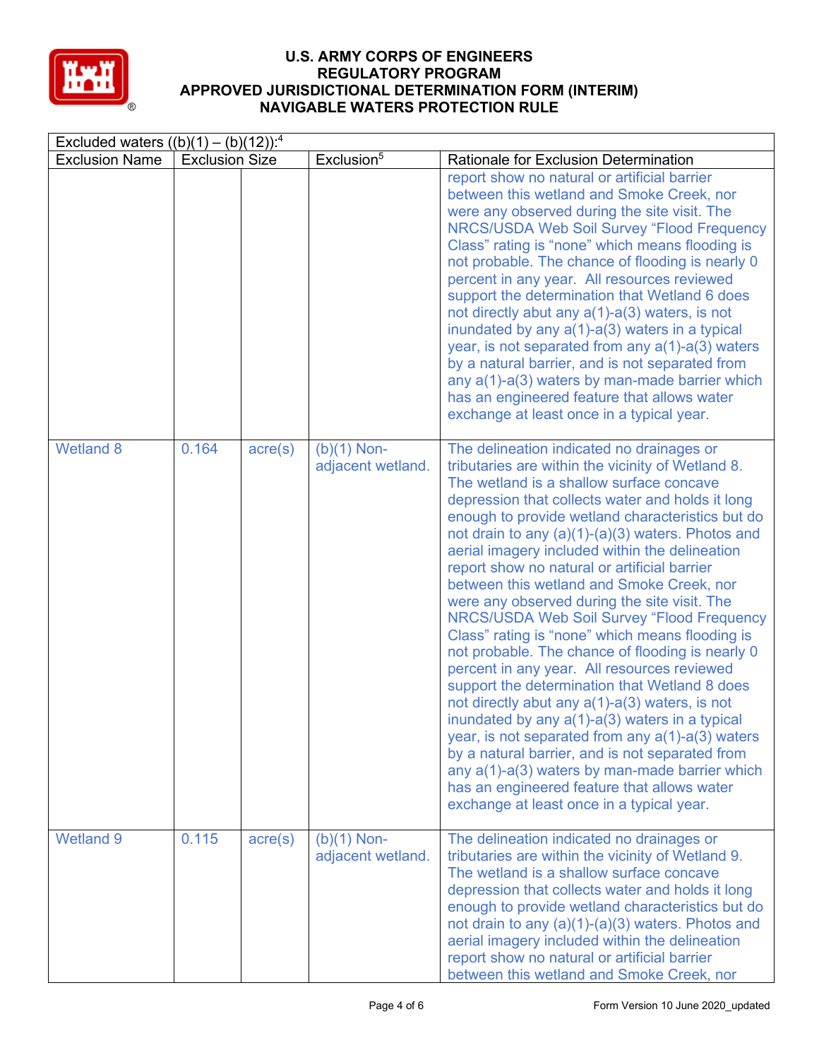# U.S. ARMY CORPS OF ENGINEERS
## REGULATORY PROGRAM
## APPROVED JURISDICTIONAL DETERMINATION FORM (INTERIM)
## NAVIGABLE WATERS PROTECTION RULE

| Excluded waters ((b)(1) – (b)(12)):[4] | | | | |
|---|---|---|---|---|
| Exclusion Name | Exclusion Size | | Exclusion[5] | Rationale for Exclusion Determination |
| | | | | report show no natural or artificial barrier between this wetland and Smoke Creek, nor were any observed during the site visit. The NRCS/USDA Web Soil Survey "Flood Frequency Class" rating is "none" which means flooding is not probable. The chance of flooding is nearly 0 percent in any year. All resources reviewed support the determination that Wetland 6 does not directly abut any a(1)-a(3) waters, is not inundated by any a(1)-a(3) waters in a typical year, is not separated from any a(1)-a(3) waters by a natural barrier, and is not separated from any a(1)-a(3) waters by man-made barrier which has an engineered feature that allows water exchange at least once in a typical year. |
| Wetland 8 | 0.164 | acre(s) | (b)(1) Non-adjacent wetland. | The delineation indicated no drainages or tributaries are within the vicinity of Wetland 8. The wetland is a shallow surface concave depression that collects water and holds it long enough to provide wetland characteristics but do not drain to any (a)(1)-(a)(3) waters. Photos and aerial imagery included within the delineation report show no natural or artificial barrier between this wetland and Smoke Creek, nor were any observed during the site visit. The NRCS/USDA Web Soil Survey "Flood Frequency Class" rating is "none" which means flooding is not probable. The chance of flooding is nearly 0 percent in any year. All resources reviewed support the determination that Wetland 8 does not directly abut any a(1)-a(3) waters, is not inundated by any a(1)-a(3) waters in a typical year, is not separated from any a(1)-a(3) waters by a natural barrier, and is not separated from any a(1)-a(3) waters by man-made barrier which has an engineered feature that allows water exchange at least once in a typical year. |
| Wetland 9 | 0.115 | acre(s) | (b)(1) Non-adjacent wetland. | The delineation indicated no drainages or tributaries are within the vicinity of Wetland 9. The wetland is a shallow surface concave depression that collects water and holds it long enough to provide wetland characteristics but do not drain to any (a)(1)-(a)(3) waters. Photos and aerial imagery included within the delineation report show no natural or artificial barrier between this wetland and Smoke Creek, nor |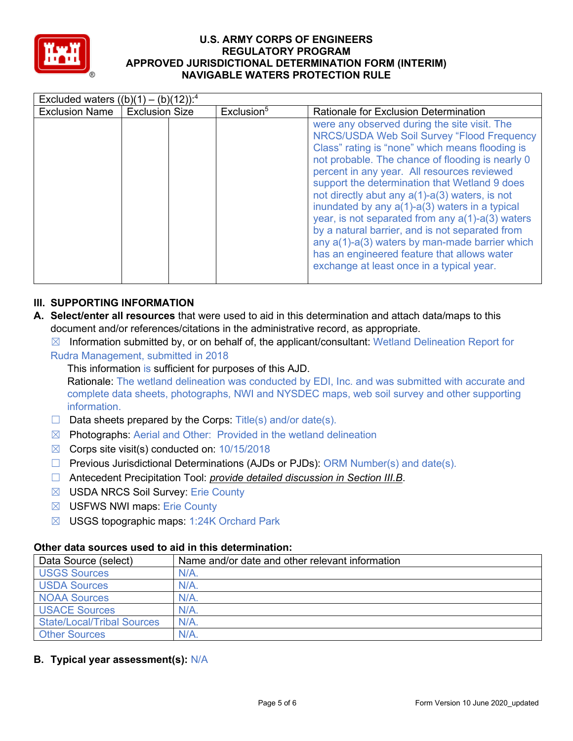| Excluded waters ((b)(1) – (b)(12)):[4] | | | | |
|---|---|---|---|---|
| Exclusion Name | Exclusion Size | | Exclusion[5] | Rationale for Exclusion Determination |
| | | | | were any observed during the site visit. The NRCS/USDA Web Soil Survey "Flood Frequency Class" rating is "none" which means flooding is not probable. The chance of flooding is nearly 0 percent in any year. All resources reviewed support the determination that Wetland 9 does not directly abut any a(1)-a(3) waters, is not inundated by any a(1)-a(3) waters in a typical year, is not separated from any a(1)-a(3) waters by a natural barrier, and is not separated from any a(1)-a(3) waters by man-made barrier which has an engineered feature that allows water exchange at least once in a typical year. |

## III. SUPPORTING INFORMATION

**A. Select/enter all resources** that were used to aid in this determination and attach data/maps to this document and/or references/citations in the administrative record, as appropriate.

☒ Information submitted by, or on behalf of, the applicant/consultant: Wetland Delineation Report for Rudra Management, submitted in 2018

This information is sufficient for purposes of this AJD.

Rationale: The wetland delineation was conducted by EDI, Inc. and was submitted with accurate and complete data sheets, photographs, NWI and NYSDEC maps, web soil survey and other supporting information.

☐ Data sheets prepared by the Corps: Title(s) and/or date(s).

☒ Photographs: Aerial and Other: Provided in the wetland delineation

☒ Corps site visit(s) conducted on: 10/15/2018

☐ Previous Jurisdictional Determinations (AJDs or PJDs): ORM Number(s) and date(s).

☐ Antecedent Precipitation Tool: *provide detailed discussion in Section III.B*.

☒ USDA NRCS Soil Survey: Erie County

☒ USFWS NWI maps: Erie County

☒ USGS topographic maps: 1:24K Orchard Park

**Other data sources used to aid in this determination:**

| Data Source (select) | Name and/or date and other relevant information |
|---|---|
| USGS Sources | N/A. |
| USDA Sources | N/A. |
| NOAA Sources | N/A. |
| USACE Sources | N/A. |
| State/Local/Tribal Sources | N/A. |
| Other Sources | N/A. |

**B. Typical year assessment(s):** N/A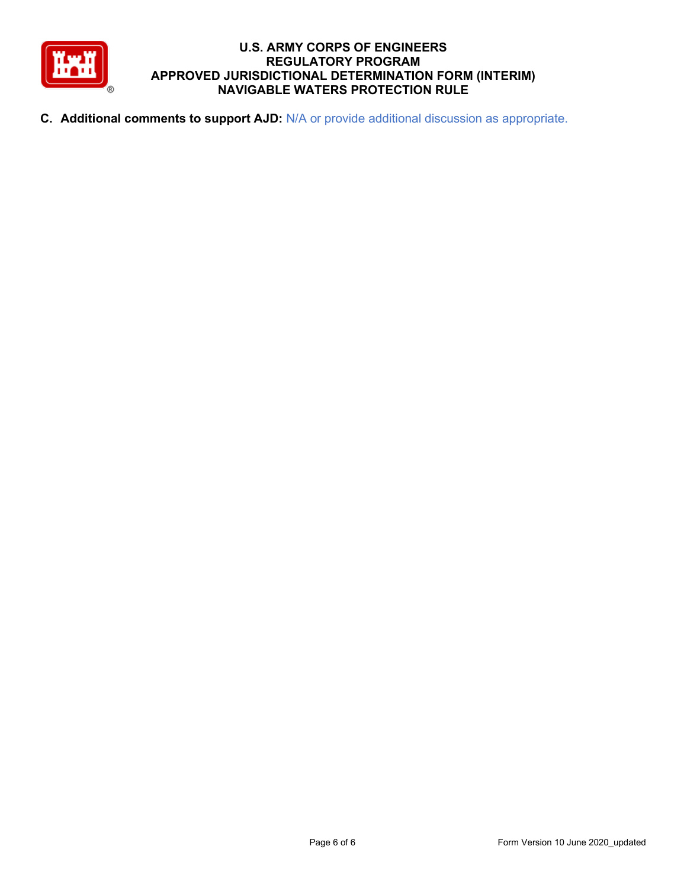**C. Additional comments to support AJD:** N/A or provide additional discussion as appropriate.